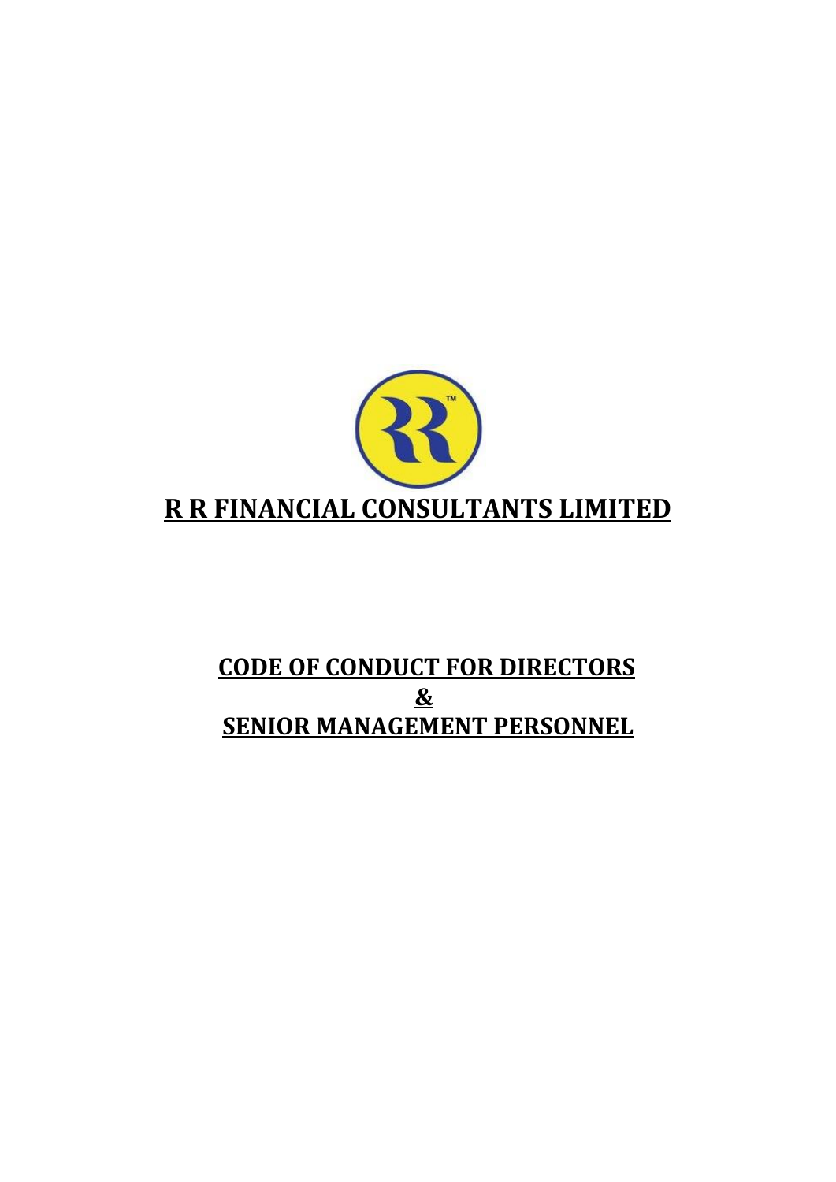# R R FINANCIAL CONSULTANTS LIMITED

## CODE OF CONDUCT FOR DIRECTORS
## &
## SENIOR MANAGEMENT PERSONNEL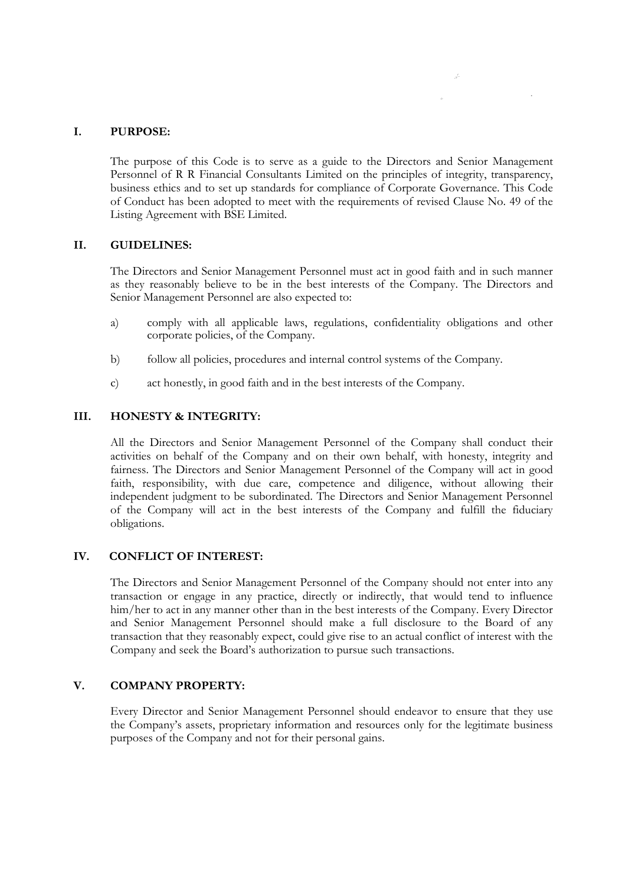## I. PURPOSE:

The purpose of this Code is to serve as a guide to the Directors and Senior Management Personnel of R R Financial Consultants Limited on the principles of integrity, transparency, business ethics and to set up standards for compliance of Corporate Governance. This Code of Conduct has been adopted to meet with the requirements of revised Clause No. 49 of the Listing Agreement with BSE Limited.

## II. GUIDELINES:

The Directors and Senior Management Personnel must act in good faith and in such manner as they reasonably believe to be in the best interests of the Company. The Directors and Senior Management Personnel are also expected to:

a) comply with all applicable laws, regulations, confidentiality obligations and other corporate policies, of the Company.

b) follow all policies, procedures and internal control systems of the Company.

c) act honestly, in good faith and in the best interests of the Company.

## III. HONESTY & INTEGRITY:

All the Directors and Senior Management Personnel of the Company shall conduct their activities on behalf of the Company and on their own behalf, with honesty, integrity and fairness. The Directors and Senior Management Personnel of the Company will act in good faith, responsibility, with due care, competence and diligence, without allowing their independent judgment to be subordinated. The Directors and Senior Management Personnel of the Company will act in the best interests of the Company and fulfill the fiduciary obligations.

## IV. CONFLICT OF INTEREST:

The Directors and Senior Management Personnel of the Company should not enter into any transaction or engage in any practice, directly or indirectly, that would tend to influence him/her to act in any manner other than in the best interests of the Company. Every Director and Senior Management Personnel should make a full disclosure to the Board of any transaction that they reasonably expect, could give rise to an actual conflict of interest with the Company and seek the Board's authorization to pursue such transactions.

## V. COMPANY PROPERTY:

Every Director and Senior Management Personnel should endeavor to ensure that they use the Company's assets, proprietary information and resources only for the legitimate business purposes of the Company and not for their personal gains.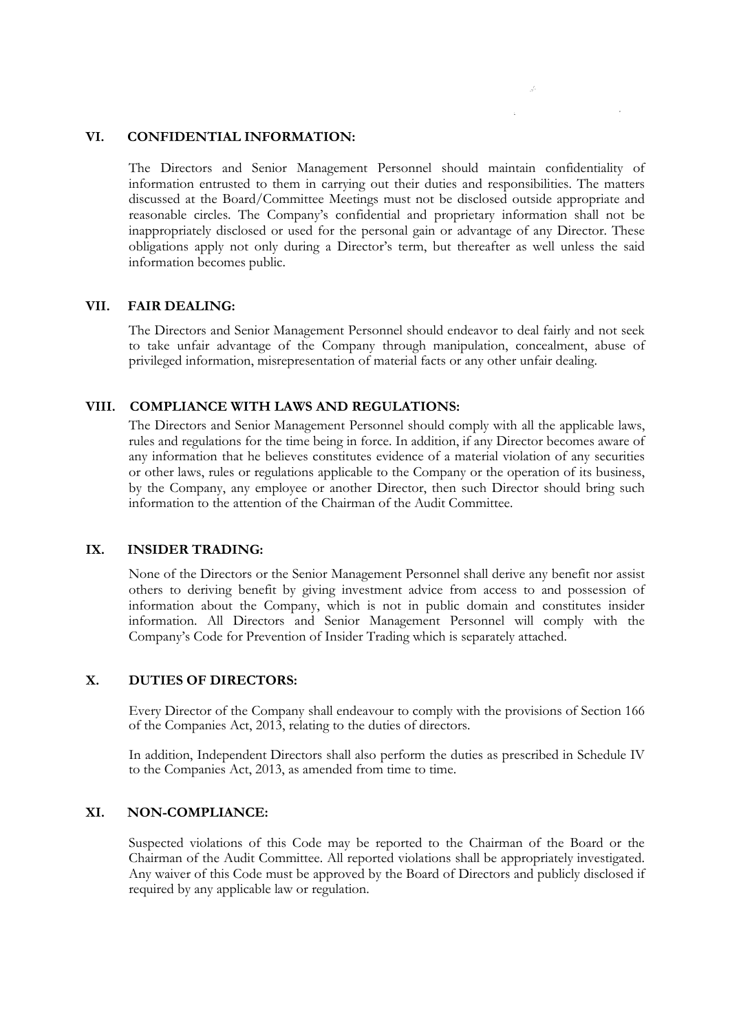## VI. CONFIDENTIAL INFORMATION:

The Directors and Senior Management Personnel should maintain confidentiality of information entrusted to them in carrying out their duties and responsibilities. The matters discussed at the Board/Committee Meetings must not be disclosed outside appropriate and reasonable circles. The Company's confidential and proprietary information shall not be inappropriately disclosed or used for the personal gain or advantage of any Director. These obligations apply not only during a Director's term, but thereafter as well unless the said information becomes public.

## VII. FAIR DEALING:

The Directors and Senior Management Personnel should endeavor to deal fairly and not seek to take unfair advantage of the Company through manipulation, concealment, abuse of privileged information, misrepresentation of material facts or any other unfair dealing.

## VIII. COMPLIANCE WITH LAWS AND REGULATIONS:

The Directors and Senior Management Personnel should comply with all the applicable laws, rules and regulations for the time being in force. In addition, if any Director becomes aware of any information that he believes constitutes evidence of a material violation of any securities or other laws, rules or regulations applicable to the Company or the operation of its business, by the Company, any employee or another Director, then such Director should bring such information to the attention of the Chairman of the Audit Committee.

## IX. INSIDER TRADING:

None of the Directors or the Senior Management Personnel shall derive any benefit nor assist others to deriving benefit by giving investment advice from access to and possession of information about the Company, which is not in public domain and constitutes insider information. All Directors and Senior Management Personnel will comply with the Company's Code for Prevention of Insider Trading which is separately attached.

## X. DUTIES OF DIRECTORS:

Every Director of the Company shall endeavour to comply with the provisions of Section 166 of the Companies Act, 2013, relating to the duties of directors.

In addition, Independent Directors shall also perform the duties as prescribed in Schedule IV to the Companies Act, 2013, as amended from time to time.

## XI. NON-COMPLIANCE:

Suspected violations of this Code may be reported to the Chairman of the Board or the Chairman of the Audit Committee. All reported violations shall be appropriately investigated. Any waiver of this Code must be approved by the Board of Directors and publicly disclosed if required by any applicable law or regulation.